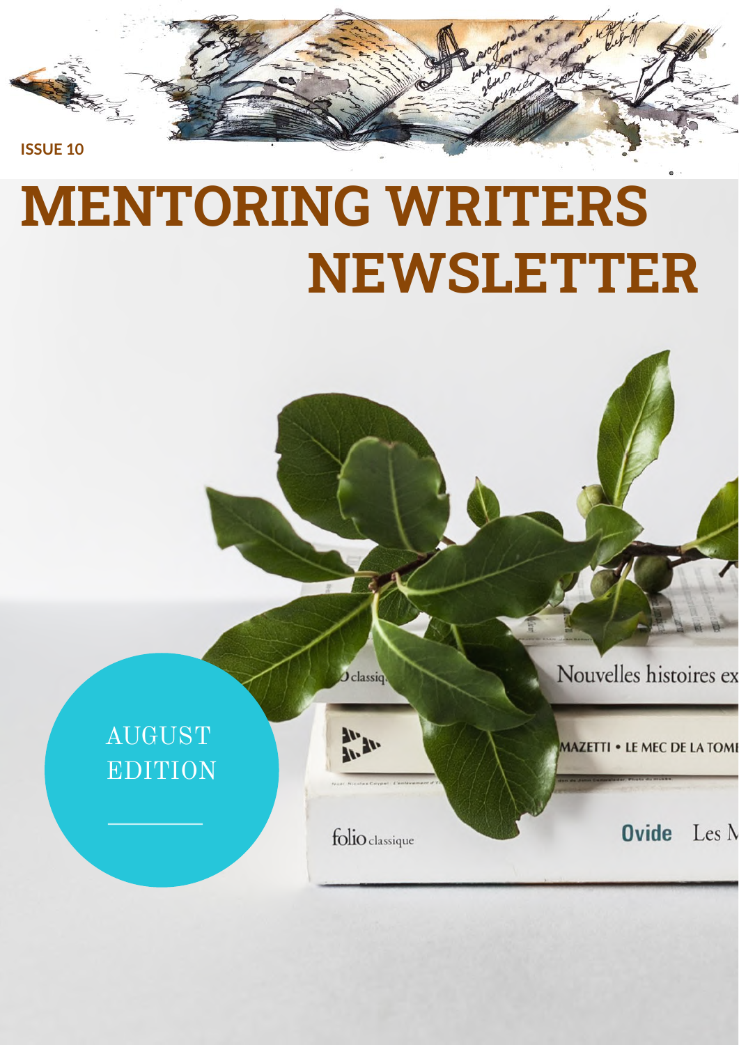ISSUE 10

# MENTORING WRITERS NEWSLETTER

AUGUST EDITION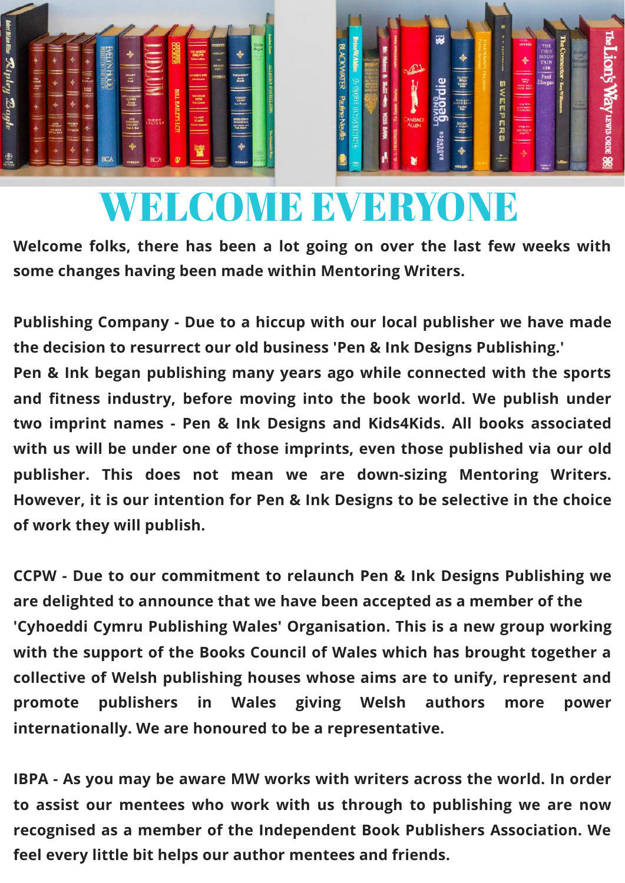# WELCOME EVERYONE

**Welcome folks, there has been a lot going on over the last few weeks with some changes having been made within Mentoring Writers.**

**Publishing Company - Due to a hiccup with our local publisher we have made the decision to resurrect our old business 'Pen & Ink Designs Publishing.' Pen & Ink began publishing many years ago while connected with the sports and fitness industry, before moving into the book world. We publish under two imprint names - Pen & Ink Designs and Kids4Kids. All books associated with us will be under one of those imprints, even those published via our old publisher. This does not mean we are down-sizing Mentoring Writers. However, it is our intention for Pen & Ink Designs to be selective in the choice of work they will publish.**

**CCPW - Due to our commitment to relaunch Pen & Ink Designs Publishing we are delighted to announce that we have been accepted as a member of the 'Cyhoeddi Cymru Publishing Wales' Organisation. This is a new group working with the support of the Books Council of Wales which has brought together a collective of Welsh publishing houses whose aims are to unify, represent and promote publishers in Wales giving Welsh authors more power internationally. We are honoured to be a representative.**

**IBPA - As you may be aware MW works with writers across the world. In order to assist our mentees who work with us through to publishing we are now recognised as a member of the Independent Book Publishers Association. We feel every little bit helps our author mentees and friends.**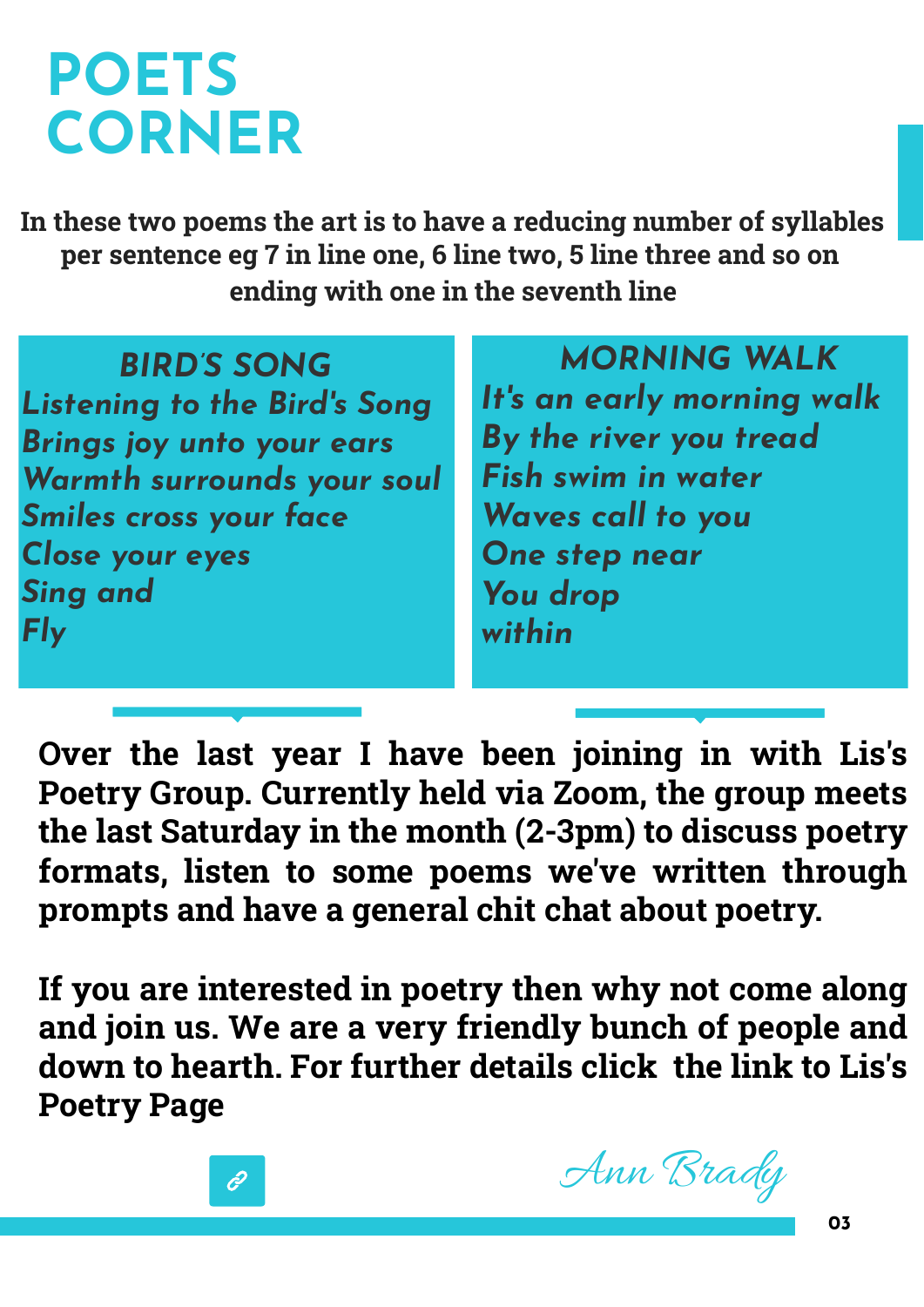# POETS CORNER

**In these two poems the art is to have a reducing number of syllables per sentence eg 7 in line one, 6 line two, 5 line three and so on ending with one in the seventh line**

### BIRD'S SONG

*Listening to the Bird's Song*
*Brings joy unto your ears*
*Warmth surrounds your soul*
*Smiles cross your face*
*Close your eyes*
*Sing and*
*Fly*

### MORNING WALK

*It's an early morning walk*
*By the river you tread*
*Fish swim in water*
*Waves call to you*
*One step near*
*You drop*
*within*

**Over the last year I have been joining in with Lis's Poetry Group. Currently held via Zoom, the group meets the last Saturday in the month (2-3pm) to discuss poetry formats, listen to some poems we've written through prompts and have a general chit chat about poetry.**

**If you are interested in poetry then why not come along and join us. We are a very friendly bunch of people and down to hearth. For further details click the link to Lis's Poetry Page**

*Ann Brady*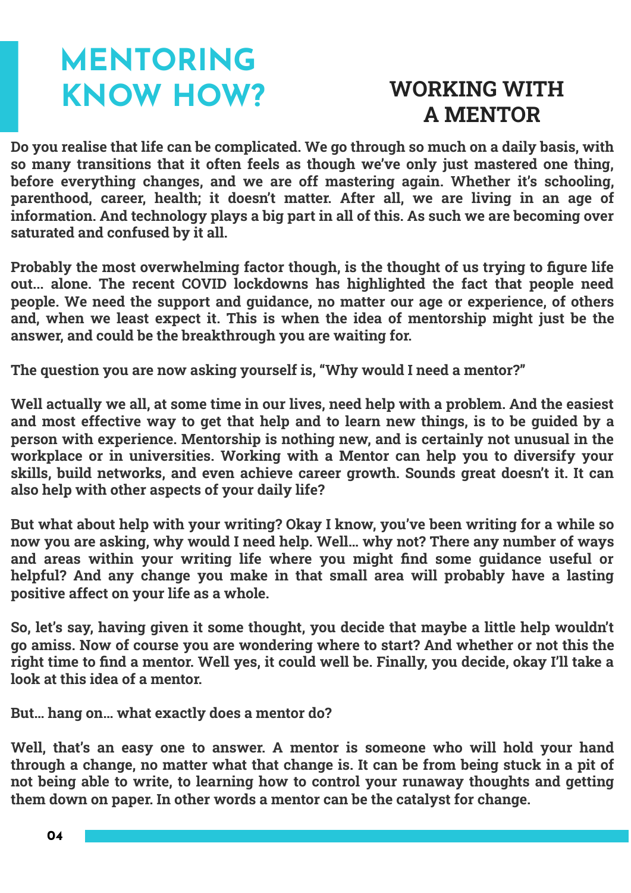# MENTORING KNOW HOW?

## WORKING WITH A MENTOR

**Do you realise that life can be complicated. We go through so much on a daily basis, with so many transitions that it often feels as though we've only just mastered one thing, before everything changes, and we are off mastering again. Whether it's schooling, parenthood, career, health; it doesn't matter. After all, we are living in an age of information. And technology plays a big part in all of this. As such we are becoming over saturated and confused by it all.**

**Probably the most overwhelming factor though, is the thought of us trying to figure life out... alone. The recent COVID lockdowns has highlighted the fact that people need people. We need the support and guidance, no matter our age or experience, of others and, when we least expect it. This is when the idea of mentorship might just be the answer, and could be the breakthrough you are waiting for.**

**The question you are now asking yourself is, "Why would I need a mentor?"**

**Well actually we all, at some time in our lives, need help with a problem. And the easiest and most effective way to get that help and to learn new things, is to be guided by a person with experience. Mentorship is nothing new, and is certainly not unusual in the workplace or in universities. Working with a Mentor can help you to diversify your skills, build networks, and even achieve career growth. Sounds great doesn't it. It can also help with other aspects of your daily life?**

**But what about help with your writing? Okay I know, you've been writing for a while so now you are asking, why would I need help. Well... why not? There any number of ways and areas within your writing life where you might find some guidance useful or helpful? And any change you make in that small area will probably have a lasting positive affect on your life as a whole.**

**So, let's say, having given it some thought, you decide that maybe a little help wouldn't go amiss. Now of course you are wondering where to start? And whether or not this the right time to find a mentor. Well yes, it could well be. Finally, you decide, okay I'll take a look at this idea of a mentor.**

**But... hang on... what exactly does a mentor do?**

**Well, that's an easy one to answer. A mentor is someone who will hold your hand through a change, no matter what that change is. It can be from being stuck in a pit of not being able to write, to learning how to control your runaway thoughts and getting them down on paper. In other words a mentor can be the catalyst for change.**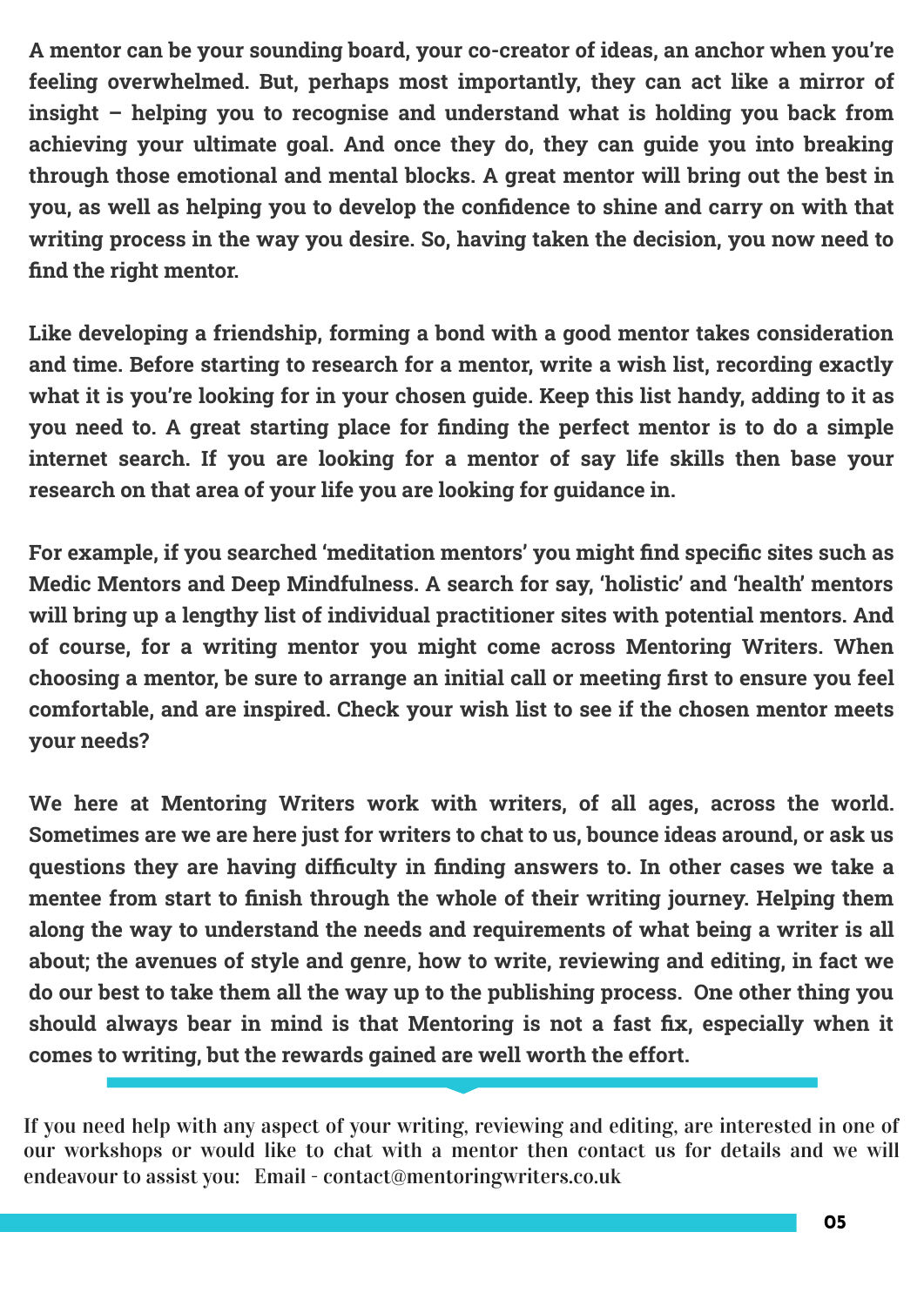**A mentor can be your sounding board, your co-creator of ideas, an anchor when you're feeling overwhelmed. But, perhaps most importantly, they can act like a mirror of insight – helping you to recognise and understand what is holding you back from achieving your ultimate goal. And once they do, they can guide you into breaking through those emotional and mental blocks. A great mentor will bring out the best in you, as well as helping you to develop the confidence to shine and carry on with that writing process in the way you desire. So, having taken the decision, you now need to find the right mentor.**

**Like developing a friendship, forming a bond with a good mentor takes consideration and time. Before starting to research for a mentor, write a wish list, recording exactly what it is you're looking for in your chosen guide. Keep this list handy, adding to it as you need to. A great starting place for finding the perfect mentor is to do a simple internet search. If you are looking for a mentor of say life skills then base your research on that area of your life you are looking for guidance in.**

**For example, if you searched 'meditation mentors' you might find specific sites such as Medic Mentors and Deep Mindfulness. A search for say, 'holistic' and 'health' mentors will bring up a lengthy list of individual practitioner sites with potential mentors. And of course, for a writing mentor you might come across Mentoring Writers. When choosing a mentor, be sure to arrange an initial call or meeting first to ensure you feel comfortable, and are inspired. Check your wish list to see if the chosen mentor meets your needs?**

**We here at Mentoring Writers work with writers, of all ages, across the world. Sometimes are we are here just for writers to chat to us, bounce ideas around, or ask us questions they are having difficulty in finding answers to. In other cases we take a mentee from start to finish through the whole of their writing journey. Helping them along the way to understand the needs and requirements of what being a writer is all about; the avenues of style and genre, how to write, reviewing and editing, in fact we do our best to take them all the way up to the publishing process. One other thing you should always bear in mind is that Mentoring is not a fast fix, especially when it comes to writing, but the rewards gained are well worth the effort.**

---

If you need help with any aspect of your writing, reviewing and editing, are interested in one of our workshops or would like to chat with a mentor then contact us for details and we will endeavour to assist you: Email - contact@mentoringwriters.co.uk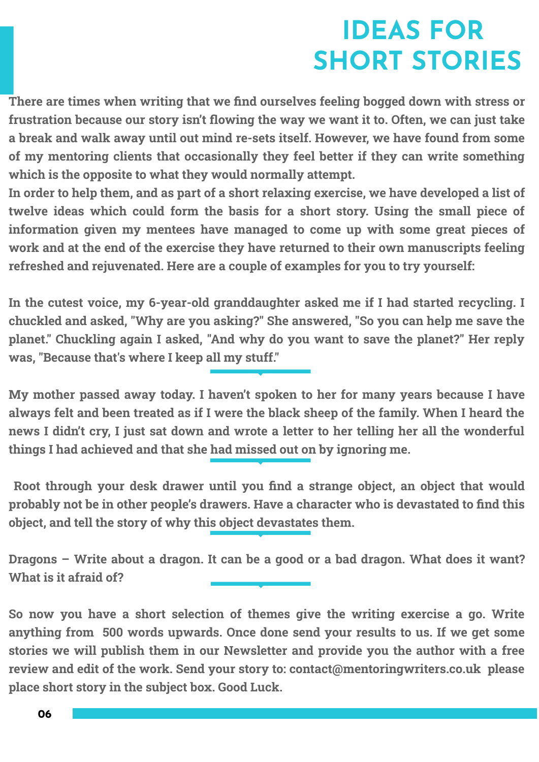# IDEAS FOR SHORT STORIES

**There are times when writing that we find ourselves feeling bogged down with stress or frustration because our story isn't flowing the way we want it to. Often, we can just take a break and walk away until out mind re-sets itself. However, we have found from some of my mentoring clients that occasionally they feel better if they can write something which is the opposite to what they would normally attempt.**

**In order to help them, and as part of a short relaxing exercise, we have developed a list of twelve ideas which could form the basis for a short story. Using the small piece of information given my mentees have managed to come up with some great pieces of work and at the end of the exercise they have returned to their own manuscripts feeling refreshed and rejuvenated. Here are a couple of examples for you to try yourself:**

**In the cutest voice, my 6-year-old granddaughter asked me if I had started recycling. I chuckled and asked, "Why are you asking?" She answered, "So you can help me save the planet." Chuckling again I asked, "And why do you want to save the planet?" Her reply was, "Because that's where I keep all my stuff."**

---

**My mother passed away today. I haven't spoken to her for many years because I have always felt and been treated as if I were the black sheep of the family. When I heard the news I didn't cry, I just sat down and wrote a letter to her telling her all the wonderful things I had achieved and that she had missed out on by ignoring me.**

---

**Root through your desk drawer until you find a strange object, an object that would probably not be in other people's drawers. Have a character who is devastated to find this object, and tell the story of why this object devastates them.**

---

**Dragons – Write about a dragon. It can be a good or a bad dragon. What does it want? What is it afraid of?**

---

**So now you have a short selection of themes give the writing exercise a go. Write anything from 500 words upwards. Once done send your results to us. If we get some stories we will publish them in our Newsletter and provide you the author with a free review and edit of the work. Send your story to: contact@mentoringwriters.co.uk please place short story in the subject box. Good Luck.**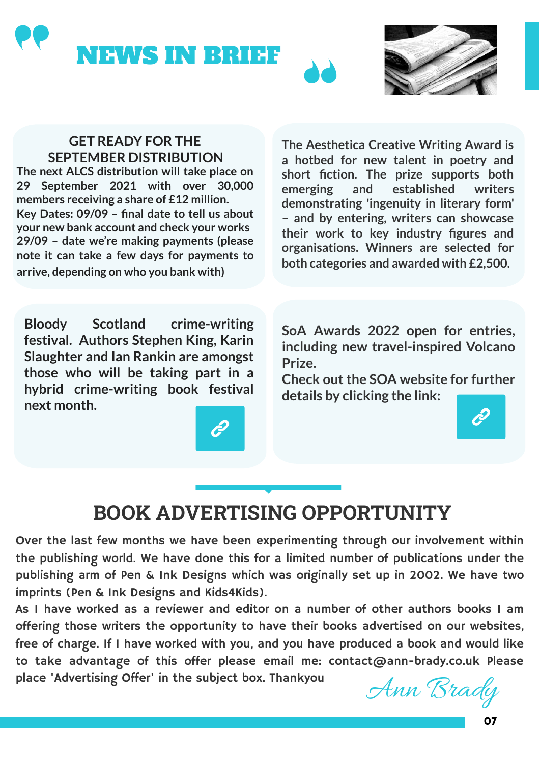# NEWS IN BRIEF

## GET READY FOR THE SEPTEMBER DISTRIBUTION

**The next ALCS distribution will take place on 29 September 2021 with over 30,000 members receiving a share of £12 million.**

**Key Dates: 09/09 – final date to tell us about your new bank account and check your works**

**29/09 – date we're making payments (please note it can take a few days for payments to arrive, depending on who you bank with)**

**The Aesthetica Creative Writing Award is a hotbed for new talent in poetry and short fiction. The prize supports both emerging and established writers demonstrating 'ingenuity in literary form' – and by entering, writers can showcase their work to key industry figures and organisations. Winners are selected for both categories and awarded with £2,500.**

**Bloody Scotland crime-writing festival. Authors Stephen King, Karin Slaughter and Ian Rankin are amongst those who will be taking part in a hybrid crime-writing book festival next month.**

**SoA Awards 2022 open for entries, including new travel-inspired Volcano Prize.**

**Check out the SOA website for further details by clicking the link:**

## BOOK ADVERTISING OPPORTUNITY

Over the last few months we have been experimenting through our involvement within the publishing world. We have done this for a limited number of publications under the publishing arm of Pen & Ink Designs which was originally set up in 2002. We have two imprints (Pen & Ink Designs and Kids4Kids).

As I have worked as a reviewer and editor on a number of other authors books I am offering those writers the opportunity to have their books advertised on our websites, free of charge. If I have worked with you, and you have produced a book and would like to take advantage of this offer please email me: contact@ann-brady.co.uk Please place 'Advertising Offer' in the subject box. Thankyou

*Ann Brady*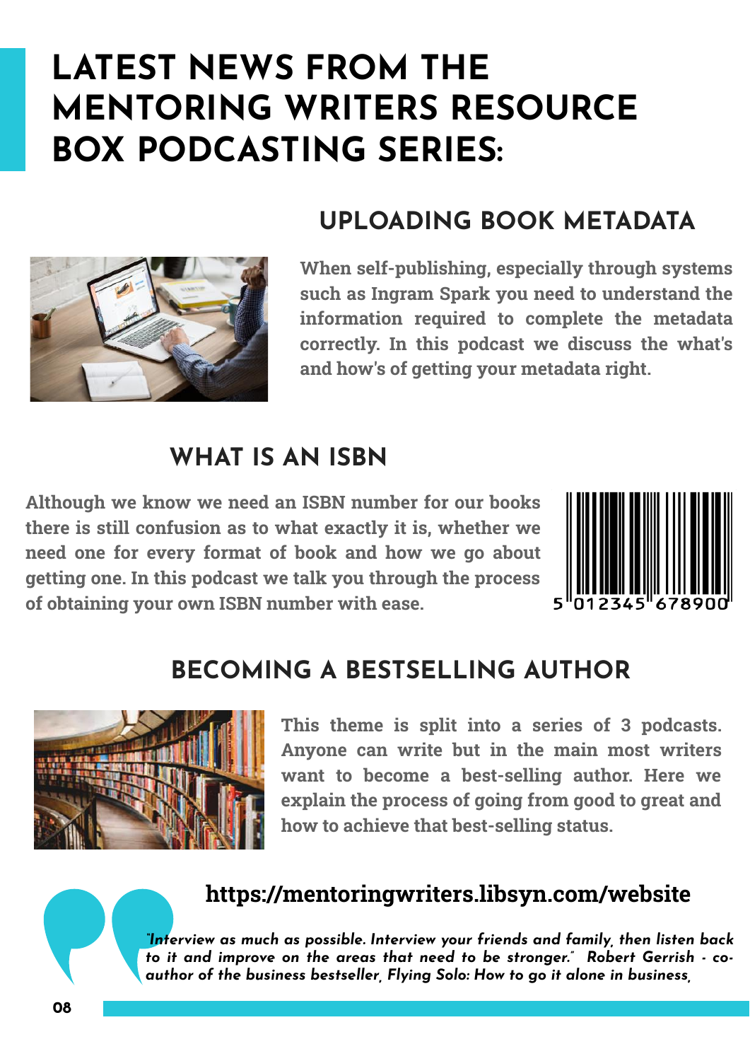# LATEST NEWS FROM THE MENTORING WRITERS RESOURCE BOX PODCASTING SERIES:

## UPLOADING BOOK METADATA

**When self-publishing, especially through systems such as Ingram Spark you need to understand the information required to complete the metadata correctly. In this podcast we discuss the what's and how's of getting your metadata right.**

## WHAT IS AN ISBN

**Although we know we need an ISBN number for our books there is still confusion as to what exactly it is, whether we need one for every format of book and how we go about getting one. In this podcast we talk you through the process of obtaining your own ISBN number with ease.**

## BECOMING A BESTSELLING AUTHOR

**This theme is split into a series of 3 podcasts. Anyone can write but in the main most writers want to become a best-selling author. Here we explain the process of going from good to great and how to achieve that best-selling status.**

**https://mentoringwriters.libsyn.com/website**

***"Interview as much as possible. Interview your friends and family, then listen back to it and improve on the areas that need to be stronger." Robert Gerrish - co-author of the business bestseller, Flying Solo: How to go it alone in business.***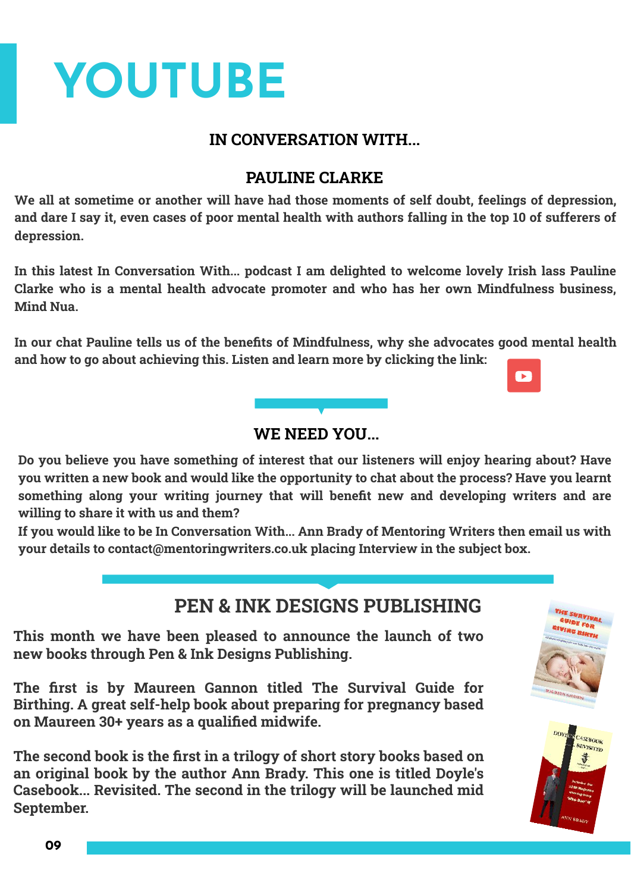# YOUTUBE

### IN CONVERSATION WITH...

### PAULINE CLARKE

**We all at sometime or another will have had those moments of self doubt, feelings of depression, and dare I say it, even cases of poor mental health with authors falling in the top 10 of sufferers of depression.**

**In this latest In Conversation With... podcast I am delighted to welcome lovely Irish lass Pauline Clarke who is a mental health advocate promoter and who has her own Mindfulness business, Mind Nua.**

**In our chat Pauline tells us of the benefits of Mindfulness, why she advocates good mental health and how to go about achieving this. Listen and learn more by clicking the link:**

### WE NEED YOU...

**Do you believe you have something of interest that our listeners will enjoy hearing about? Have you written a new book and would like the opportunity to chat about the process? Have you learnt something along your writing journey that will benefit new and developing writers and are willing to share it with us and them?**

**If you would like to be In Conversation With... Ann Brady of Mentoring Writers then email us with your details to contact@mentoringwriters.co.uk placing Interview in the subject box.**

## PEN & INK DESIGNS PUBLISHING

**This month we have been pleased to announce the launch of two new books through Pen & Ink Designs Publishing.**

**The first is by Maureen Gannon titled The Survival Guide for Birthing. A great self-help book about preparing for pregnancy based on Maureen 30+ years as a qualified midwife.**

**The second book is the first in a trilogy of short story books based on an original book by the author Ann Brady. This one is titled Doyle's Casebook... Revisited. The second in the trilogy will be launched mid September.**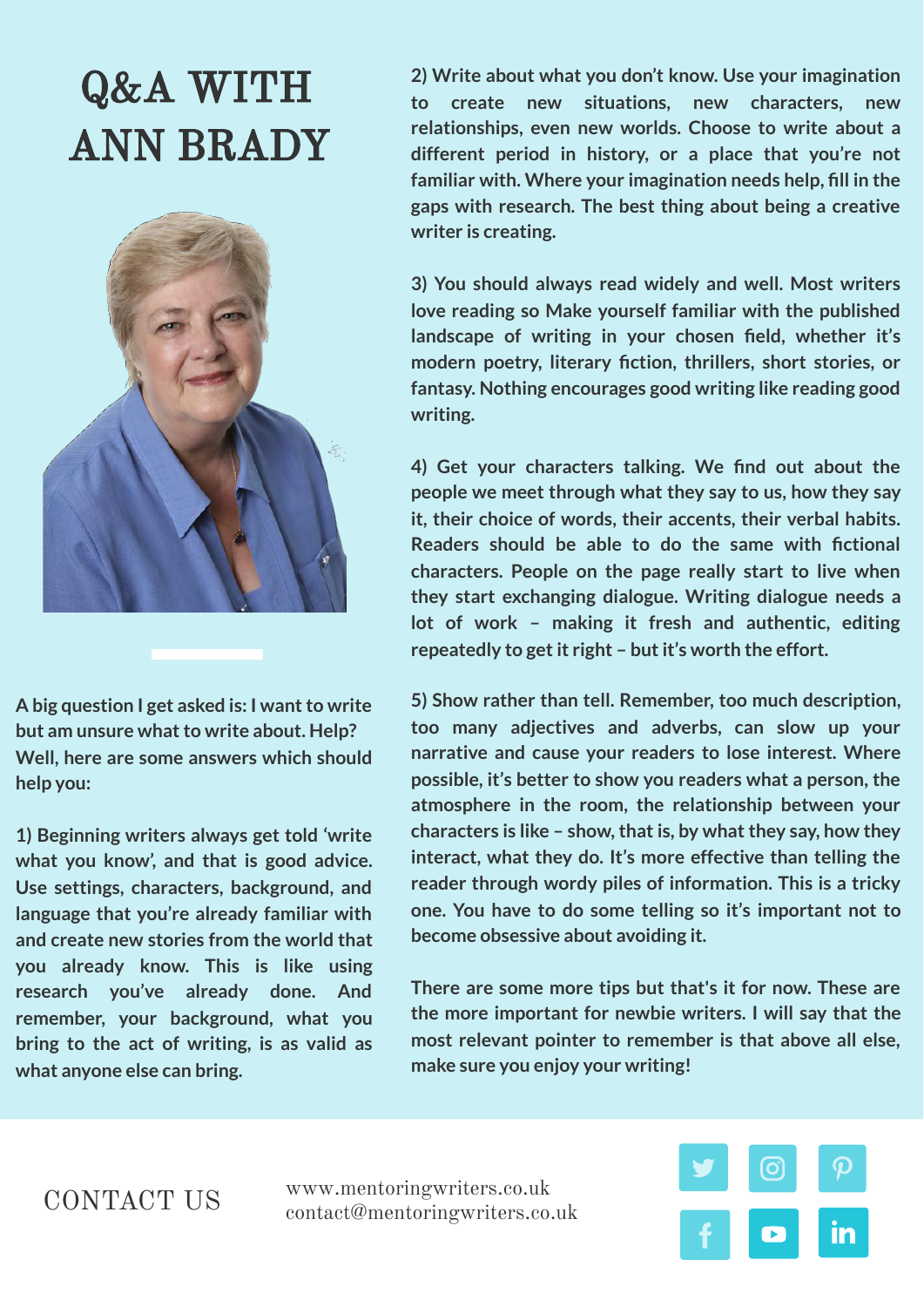# Q&A WITH ANN BRADY

A big question I get asked is: I want to write but am unsure what to write about. Help? Well, here are some answers which should help you:

1) Beginning writers always get told 'write what you know', and that is good advice. Use settings, characters, background, and language that you're already familiar with and create new stories from the world that you already know. This is like using research you've already done. And remember, your background, what you bring to the act of writing, is as valid as what anyone else can bring.

2) Write about what you don't know. Use your imagination to create new situations, new characters, new relationships, even new worlds. Choose to write about a different period in history, or a place that you're not familiar with. Where your imagination needs help, fill in the gaps with research. The best thing about being a creative writer is creating.

3) You should always read widely and well. Most writers love reading so Make yourself familiar with the published landscape of writing in your chosen field, whether it's modern poetry, literary fiction, thrillers, short stories, or fantasy. Nothing encourages good writing like reading good writing.

4) Get your characters talking. We find out about the people we meet through what they say to us, how they say it, their choice of words, their accents, their verbal habits. Readers should be able to do the same with fictional characters. People on the page really start to live when they start exchanging dialogue. Writing dialogue needs a lot of work – making it fresh and authentic, editing repeatedly to get it right – but it's worth the effort.

5) Show rather than tell. Remember, too much description, too many adjectives and adverbs, can slow up your narrative and cause your readers to lose interest. Where possible, it's better to show you readers what a person, the atmosphere in the room, the relationship between your characters is like – show, that is, by what they say, how they interact, what they do. It's more effective than telling the reader through wordy piles of information. This is a tricky one. You have to do some telling so it's important not to become obsessive about avoiding it.

There are some more tips but that's it for now. These are the more important for newbie writers. I will say that the most relevant pointer to remember is that above all else, make sure you enjoy your writing!

CONTACT US

www.mentoringwriters.co.uk
contact@mentoringwriters.co.uk